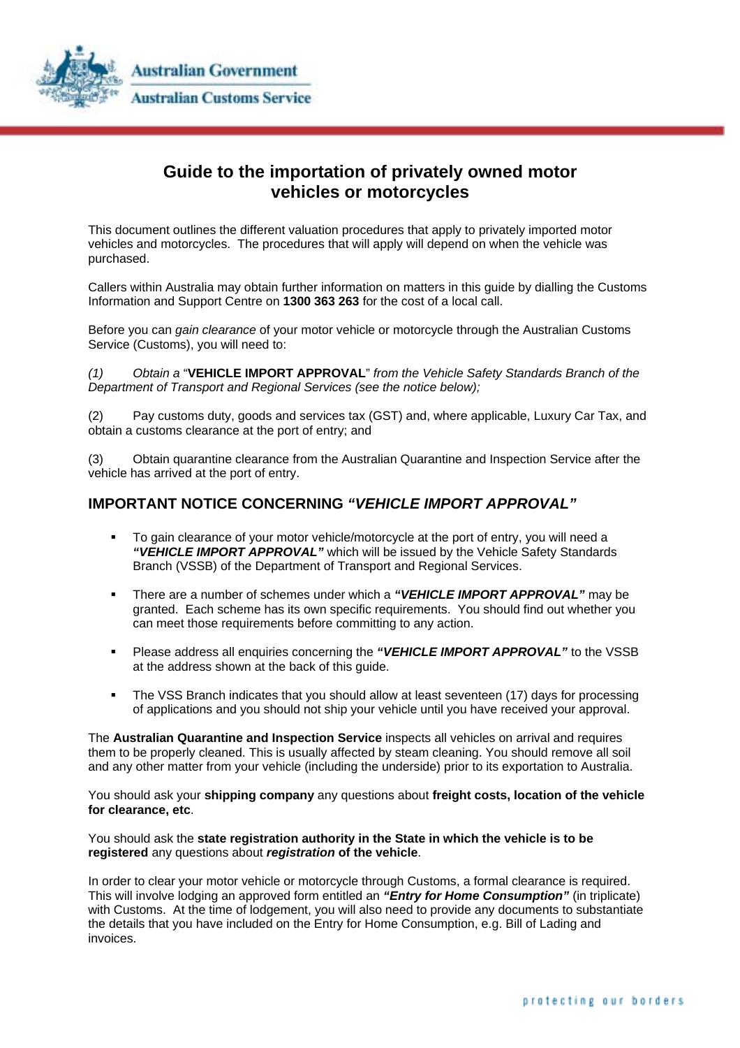Australian Government

Australian Customs Service

# Guide to the importation of privately owned motor vehicles or motorcycles

This document outlines the different valuation procedures that apply to privately imported motor vehicles and motorcycles. The procedures that will apply will depend on when the vehicle was purchased.

Callers within Australia may obtain further information on matters in this guide by dialling the Customs Information and Support Centre on **1300 363 263** for the cost of a local call.

Before you can *gain clearance* of your motor vehicle or motorcycle through the Australian Customs Service (Customs), you will need to:

*(1) Obtain a* "**VEHICLE IMPORT APPROVAL**" *from the Vehicle Safety Standards Branch of the Department of Transport and Regional Services (see the notice below);*

(2) Pay customs duty, goods and services tax (GST) and, where applicable, Luxury Car Tax, and obtain a customs clearance at the port of entry; and

(3) Obtain quarantine clearance from the Australian Quarantine and Inspection Service after the vehicle has arrived at the port of entry.

## IMPORTANT NOTICE CONCERNING *"VEHICLE IMPORT APPROVAL"*

- To gain clearance of your motor vehicle/motorcycle at the port of entry, you will need a ***"VEHICLE IMPORT APPROVAL"*** which will be issued by the Vehicle Safety Standards Branch (VSSB) of the Department of Transport and Regional Services.
- There are a number of schemes under which a ***"VEHICLE IMPORT APPROVAL"*** may be granted. Each scheme has its own specific requirements. You should find out whether you can meet those requirements before committing to any action.
- Please address all enquiries concerning the ***"VEHICLE IMPORT APPROVAL"*** to the VSSB at the address shown at the back of this guide.
- The VSS Branch indicates that you should allow at least seventeen (17) days for processing of applications and you should not ship your vehicle until you have received your approval.

The **Australian Quarantine and Inspection Service** inspects all vehicles on arrival and requires them to be properly cleaned. This is usually affected by steam cleaning. You should remove all soil and any other matter from your vehicle (including the underside) prior to its exportation to Australia.

You should ask your **shipping company** any questions about **freight costs, location of the vehicle for clearance, etc**.

You should ask the **state registration authority in the State in which the vehicle is to be registered** any questions about ***registration*** **of the vehicle**.

In order to clear your motor vehicle or motorcycle through Customs, a formal clearance is required. This will involve lodging an approved form entitled an ***"Entry for Home Consumption"*** (in triplicate) with Customs. At the time of lodgement, you will also need to provide any documents to substantiate the details that you have included on the Entry for Home Consumption, e.g. Bill of Lading and invoices.

protecting our borders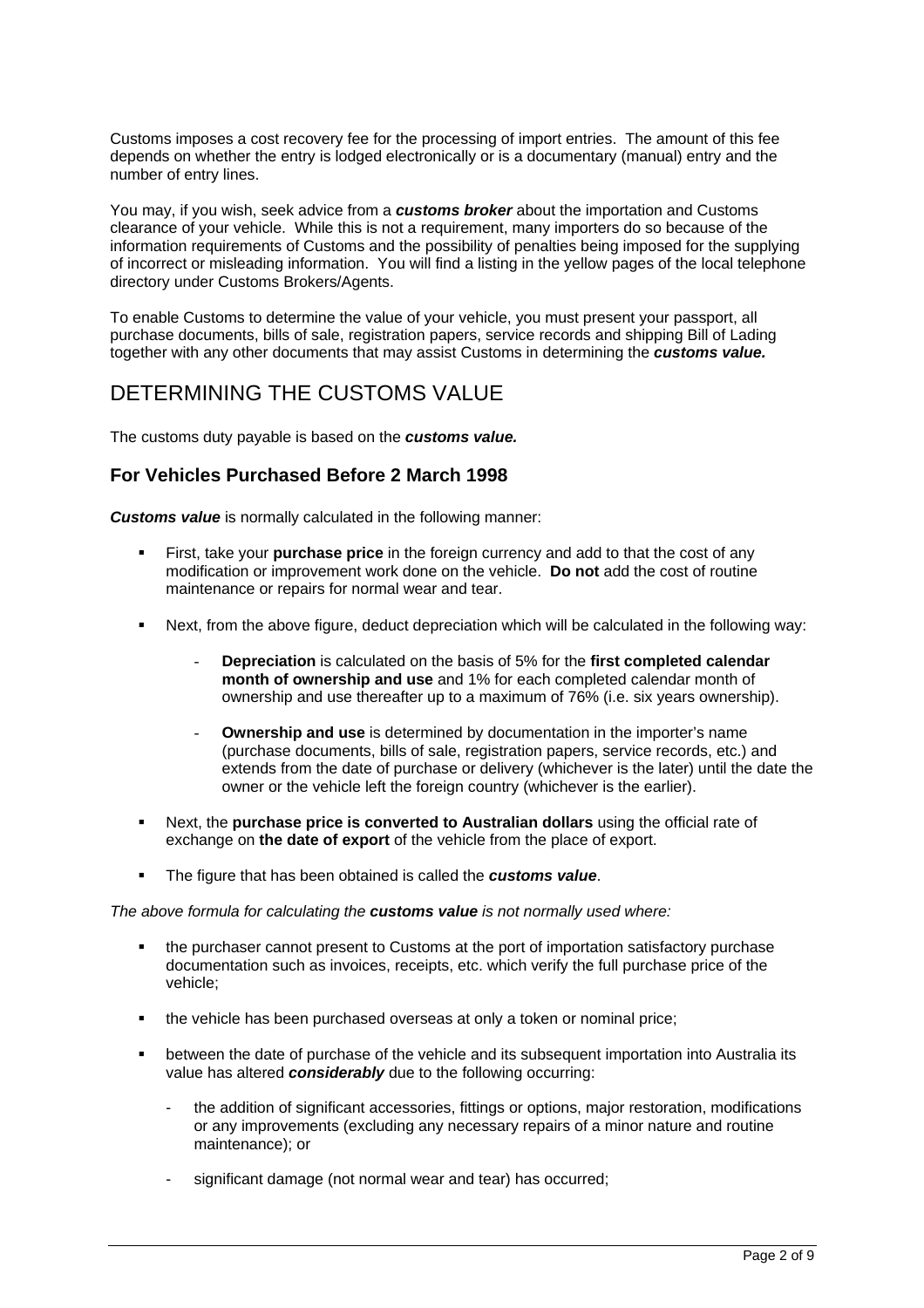Customs imposes a cost recovery fee for the processing of import entries. The amount of this fee depends on whether the entry is lodged electronically or is a documentary (manual) entry and the number of entry lines.

You may, if you wish, seek advice from a ***customs broker*** about the importation and Customs clearance of your vehicle. While this is not a requirement, many importers do so because of the information requirements of Customs and the possibility of penalties being imposed for the supplying of incorrect or misleading information. You will find a listing in the yellow pages of the local telephone directory under Customs Brokers/Agents.

To enable Customs to determine the value of your vehicle, you must present your passport, all purchase documents, bills of sale, registration papers, service records and shipping Bill of Lading together with any other documents that may assist Customs in determining the ***customs value.***

# DETERMINING THE CUSTOMS VALUE

The customs duty payable is based on the ***customs value.***

### For Vehicles Purchased Before 2 March 1998

***Customs value*** is normally calculated in the following manner:

- First, take your **purchase price** in the foreign currency and add to that the cost of any modification or improvement work done on the vehicle. **Do not** add the cost of routine maintenance or repairs for normal wear and tear.
- Next, from the above figure, deduct depreciation which will be calculated in the following way:
  - **Depreciation** is calculated on the basis of 5% for the **first completed calendar month of ownership and use** and 1% for each completed calendar month of ownership and use thereafter up to a maximum of 76% (i.e. six years ownership).
  - **Ownership and use** is determined by documentation in the importer's name (purchase documents, bills of sale, registration papers, service records, etc.) and extends from the date of purchase or delivery (whichever is the later) until the date the owner or the vehicle left the foreign country (whichever is the earlier).
- Next, the **purchase price is converted to Australian dollars** using the official rate of exchange on **the date of export** of the vehicle from the place of export.
- The figure that has been obtained is called the ***customs value***.

*The above formula for calculating the **customs value** is not normally used where:*

- the purchaser cannot present to Customs at the port of importation satisfactory purchase documentation such as invoices, receipts, etc. which verify the full purchase price of the vehicle;
- the vehicle has been purchased overseas at only a token or nominal price;
- between the date of purchase of the vehicle and its subsequent importation into Australia its value has altered ***considerably*** due to the following occurring:
  - the addition of significant accessories, fittings or options, major restoration, modifications or any improvements (excluding any necessary repairs of a minor nature and routine maintenance); or
  - significant damage (not normal wear and tear) has occurred;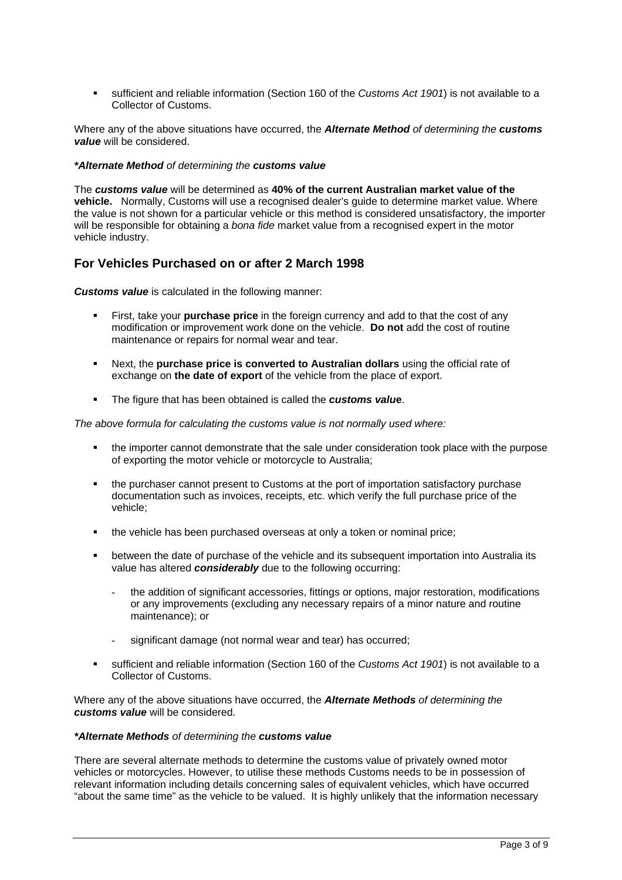- sufficient and reliable information (Section 160 of the *Customs Act 1901*) is not available to a Collector of Customs.

Where any of the above situations have occurred, the ***Alternate Method*** *of determining the* ***customs value*** will be considered.

***\*Alternate Method*** *of determining the* ***customs value***

The ***customs value*** will be determined as **40% of the current Australian market value of the vehicle.** Normally, Customs will use a recognised dealer's guide to determine market value. Where the value is not shown for a particular vehicle or this method is considered unsatisfactory, the importer will be responsible for obtaining a *bona fide* market value from a recognised expert in the motor vehicle industry.

## For Vehicles Purchased on or after 2 March 1998

***Customs value*** is calculated in the following manner:

- First, take your **purchase price** in the foreign currency and add to that the cost of any modification or improvement work done on the vehicle. **Do not** add the cost of routine maintenance or repairs for normal wear and tear.
- Next, the **purchase price is converted to Australian dollars** using the official rate of exchange on **the date of export** of the vehicle from the place of export.
- The figure that has been obtained is called the ***customs value***.

*The above formula for calculating the customs value is not normally used where:*

- the importer cannot demonstrate that the sale under consideration took place with the purpose of exporting the motor vehicle or motorcycle to Australia;
- the purchaser cannot present to Customs at the port of importation satisfactory purchase documentation such as invoices, receipts, etc. which verify the full purchase price of the vehicle;
- the vehicle has been purchased overseas at only a token or nominal price;
- between the date of purchase of the vehicle and its subsequent importation into Australia its value has altered ***considerably*** due to the following occurring:
  - the addition of significant accessories, fittings or options, major restoration, modifications or any improvements (excluding any necessary repairs of a minor nature and routine maintenance); or
  - significant damage (not normal wear and tear) has occurred;
- sufficient and reliable information (Section 160 of the *Customs Act 1901*) is not available to a Collector of Customs.

Where any of the above situations have occurred, the ***Alternate Methods*** *of determining the* ***customs value*** will be considered.

***\*Alternate Methods*** *of determining the* ***customs value***

There are several alternate methods to determine the customs value of privately owned motor vehicles or motorcycles. However, to utilise these methods Customs needs to be in possession of relevant information including details concerning sales of equivalent vehicles, which have occurred "about the same time" as the vehicle to be valued. It is highly unlikely that the information necessary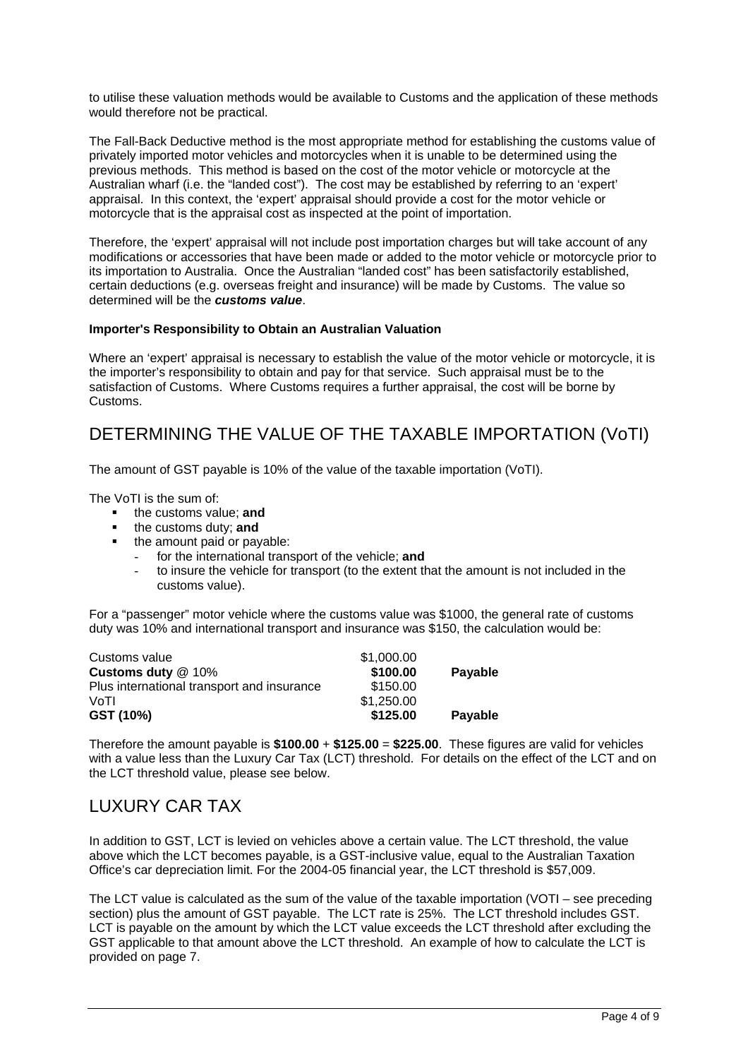to utilise these valuation methods would be available to Customs and the application of these methods would therefore not be practical.

The Fall-Back Deductive method is the most appropriate method for establishing the customs value of privately imported motor vehicles and motorcycles when it is unable to be determined using the previous methods. This method is based on the cost of the motor vehicle or motorcycle at the Australian wharf (i.e. the "landed cost"). The cost may be established by referring to an 'expert' appraisal. In this context, the 'expert' appraisal should provide a cost for the motor vehicle or motorcycle that is the appraisal cost as inspected at the point of importation.

Therefore, the 'expert' appraisal will not include post importation charges but will take account of any modifications or accessories that have been made or added to the motor vehicle or motorcycle prior to its importation to Australia. Once the Australian "landed cost" has been satisfactorily established, certain deductions (e.g. overseas freight and insurance) will be made by Customs. The value so determined will be the ***customs value***.

**Importer's Responsibility to Obtain an Australian Valuation**

Where an 'expert' appraisal is necessary to establish the value of the motor vehicle or motorcycle, it is the importer's responsibility to obtain and pay for that service. Such appraisal must be to the satisfaction of Customs. Where Customs requires a further appraisal, the cost will be borne by Customs.

## DETERMINING THE VALUE OF THE TAXABLE IMPORTATION (VoTI)

The amount of GST payable is 10% of the value of the taxable importation (VoTI).

The VoTI is the sum of:

- the customs value; **and**
- the customs duty; **and**
- the amount paid or payable:
  - for the international transport of the vehicle; **and**
  - to insure the vehicle for transport (to the extent that the amount is not included in the customs value).

For a "passenger" motor vehicle where the customs value was $1000, the general rate of customs duty was 10% and international transport and insurance was $150, the calculation would be:

| | | |
|---|---|---|
| Customs value | $1,000.00 | |
| **Customs duty** @ 10% | **$100.00** | **Payable** |
| Plus international transport and insurance | $150.00 | |
| VoTI | $1,250.00 | |
| **GST (10%)** | **$125.00** | **Payable** |

Therefore the amount payable is **$100.00** + **$125.00** = **$225.00**. These figures are valid for vehicles with a value less than the Luxury Car Tax (LCT) threshold. For details on the effect of the LCT and on the LCT threshold value, please see below.

## LUXURY CAR TAX

In addition to GST, LCT is levied on vehicles above a certain value. The LCT threshold, the value above which the LCT becomes payable, is a GST-inclusive value, equal to the Australian Taxation Office's car depreciation limit. For the 2004-05 financial year, the LCT threshold is $57,009.

The LCT value is calculated as the sum of the value of the taxable importation (VOTI – see preceding section) plus the amount of GST payable. The LCT rate is 25%. The LCT threshold includes GST. LCT is payable on the amount by which the LCT value exceeds the LCT threshold after excluding the GST applicable to that amount above the LCT threshold. An example of how to calculate the LCT is provided on page 7.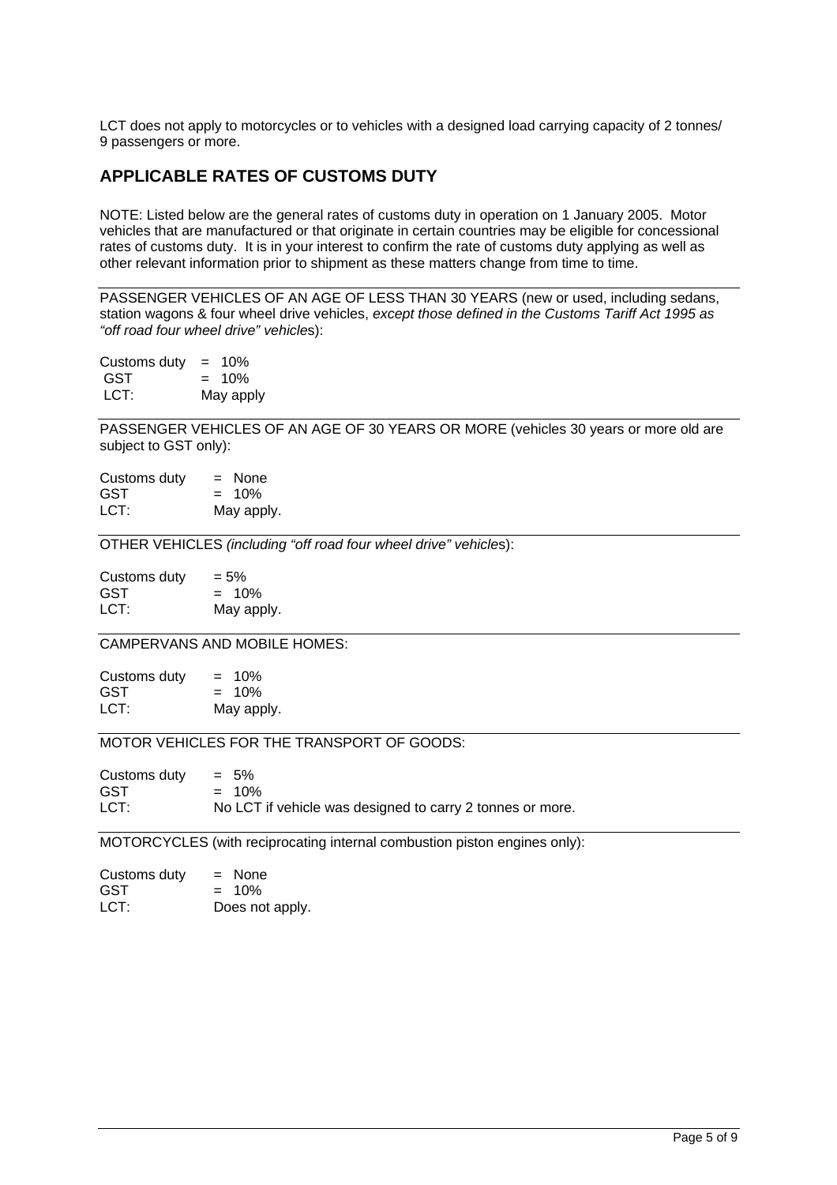LCT does not apply to motorcycles or to vehicles with a designed load carrying capacity of 2 tonnes/ 9 passengers or more.

## APPLICABLE RATES OF CUSTOMS DUTY

NOTE: Listed below are the general rates of customs duty in operation on 1 January 2005. Motor vehicles that are manufactured or that originate in certain countries may be eligible for concessional rates of customs duty. It is in your interest to confirm the rate of customs duty applying as well as other relevant information prior to shipment as these matters change from time to time.

---

PASSENGER VEHICLES OF AN AGE OF LESS THAN 30 YEARS (new or used, including sedans, station wagons & four wheel drive vehicles, *except those defined in the Customs Tariff Act 1995 as "off road four wheel drive" vehicle*s):

Customs duty = 10%
GST = 10%
LCT: May apply

---

PASSENGER VEHICLES OF AN AGE OF 30 YEARS OR MORE (vehicles 30 years or more old are subject to GST only):

Customs duty = None
GST = 10%
LCT: May apply.

---

OTHER VEHICLES *(including "off road four wheel drive" vehicle*s):

Customs duty = 5%
GST = 10%
LCT: May apply.

---

CAMPERVANS AND MOBILE HOMES:

Customs duty = 10%
GST = 10%
LCT: May apply.

---

MOTOR VEHICLES FOR THE TRANSPORT OF GOODS:

Customs duty = 5%
GST = 10%
LCT: No LCT if vehicle was designed to carry 2 tonnes or more.

---

MOTORCYCLES (with reciprocating internal combustion piston engines only):

Customs duty = None
GST = 10%
LCT: Does not apply.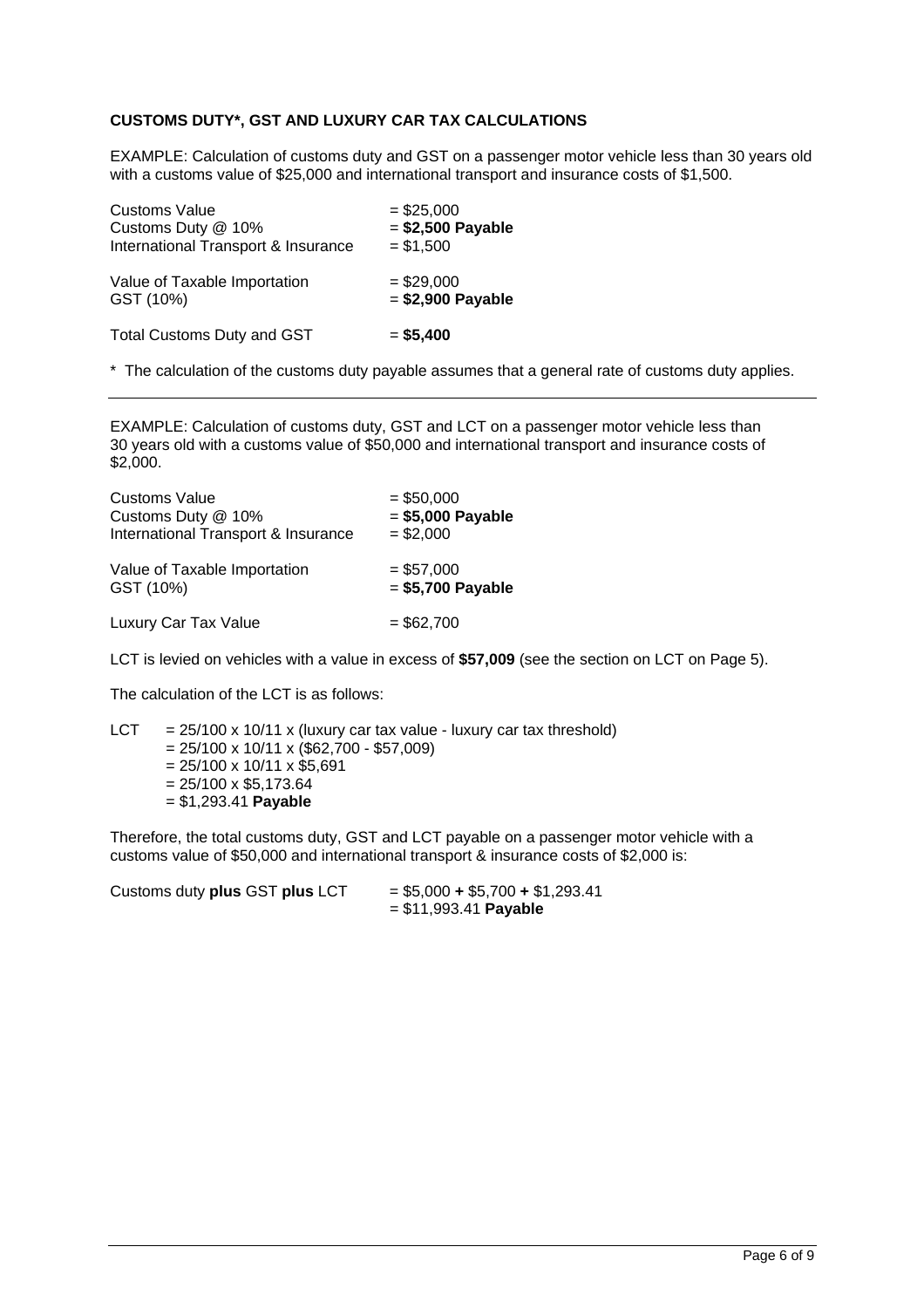**CUSTOMS DUTY*, GST AND LUXURY CAR TAX CALCULATIONS**

EXAMPLE: Calculation of customs duty and GST on a passenger motor vehicle less than 30 years old with a customs value of $25,000 and international transport and insurance costs of $1,500.

| | |
|---|---|
| Customs Value | = $25,000 |
| Customs Duty @ 10% | = **$2,500 Payable** |
| International Transport & Insurance | = $1,500 |
| Value of Taxable Importation | = $29,000 |
| GST (10%) | = **$2,900 Payable** |
| Total Customs Duty and GST | = **$5,400** |

* The calculation of the customs duty payable assumes that a general rate of customs duty applies.

---

EXAMPLE: Calculation of customs duty, GST and LCT on a passenger motor vehicle less than 30 years old with a customs value of $50,000 and international transport and insurance costs of $2,000.

| | |
|---|---|
| Customs Value | = $50,000 |
| Customs Duty @ 10% | = **$5,000 Payable** |
| International Transport & Insurance | = $2,000 |
| Value of Taxable Importation | = $57,000 |
| GST (10%) | = **$5,700 Payable** |
| Luxury Car Tax Value | = $62,700 |

LCT is levied on vehicles with a value in excess of **$57,009** (see the section on LCT on Page 5).

The calculation of the LCT is as follows:

LCT = 25/100 x 10/11 x (luxury car tax value - luxury car tax threshold)
= 25/100 x 10/11 x ($62,700 - $57,009)
= 25/100 x 10/11 x $5,691
= 25/100 x $5,173.64
= $1,293.41 **Payable**

Therefore, the total customs duty, GST and LCT payable on a passenger motor vehicle with a customs value of $50,000 and international transport & insurance costs of $2,000 is:

Customs duty **plus** GST **plus** LCT = $5,000 **+** $5,700 **+** $1,293.41
= $11,993.41 **Payable**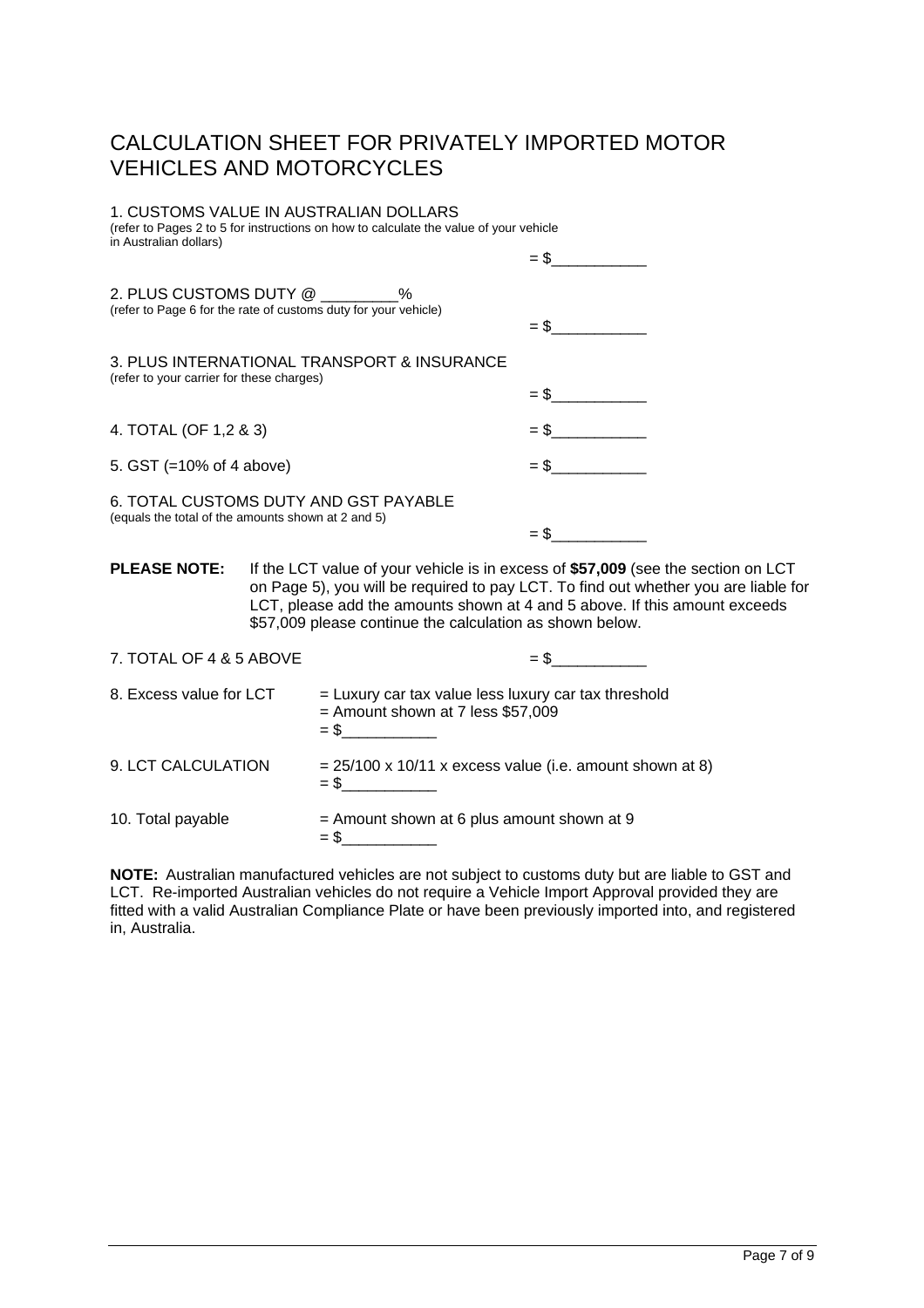# CALCULATION SHEET FOR PRIVATELY IMPORTED MOTOR VEHICLES AND MOTORCYCLES

1. CUSTOMS VALUE IN AUSTRALIAN DOLLARS
(refer to Pages 2 to 5 for instructions on how to calculate the value of your vehicle in Australian dollars)

= $___________

2. PLUS CUSTOMS DUTY @ _________%
(refer to Page 6 for the rate of customs duty for your vehicle)

= $___________

3. PLUS INTERNATIONAL TRANSPORT & INSURANCE
(refer to your carrier for these charges)

= $___________

4. TOTAL (OF 1,2 & 3) = $___________

5. GST (=10% of 4 above) = $___________

6. TOTAL CUSTOMS DUTY AND GST PAYABLE
(equals the total of the amounts shown at 2 and 5)

= $___________

**PLEASE NOTE:** If the LCT value of your vehicle is in excess of **$57,009** (see the section on LCT on Page 5), you will be required to pay LCT. To find out whether you are liable for LCT, please add the amounts shown at 4 and 5 above. If this amount exceeds $57,009 please continue the calculation as shown below.

7. TOTAL OF 4 & 5 ABOVE = $___________

8. Excess value for LCT = Luxury car tax value less luxury car tax threshold
= Amount shown at 7 less $57,009
= $___________

9. LCT CALCULATION = 25/100 x 10/11 x excess value (i.e. amount shown at 8)
= $___________

10. Total payable = Amount shown at 6 plus amount shown at 9
= $___________

**NOTE:** Australian manufactured vehicles are not subject to customs duty but are liable to GST and LCT. Re-imported Australian vehicles do not require a Vehicle Import Approval provided they are fitted with a valid Australian Compliance Plate or have been previously imported into, and registered in, Australia.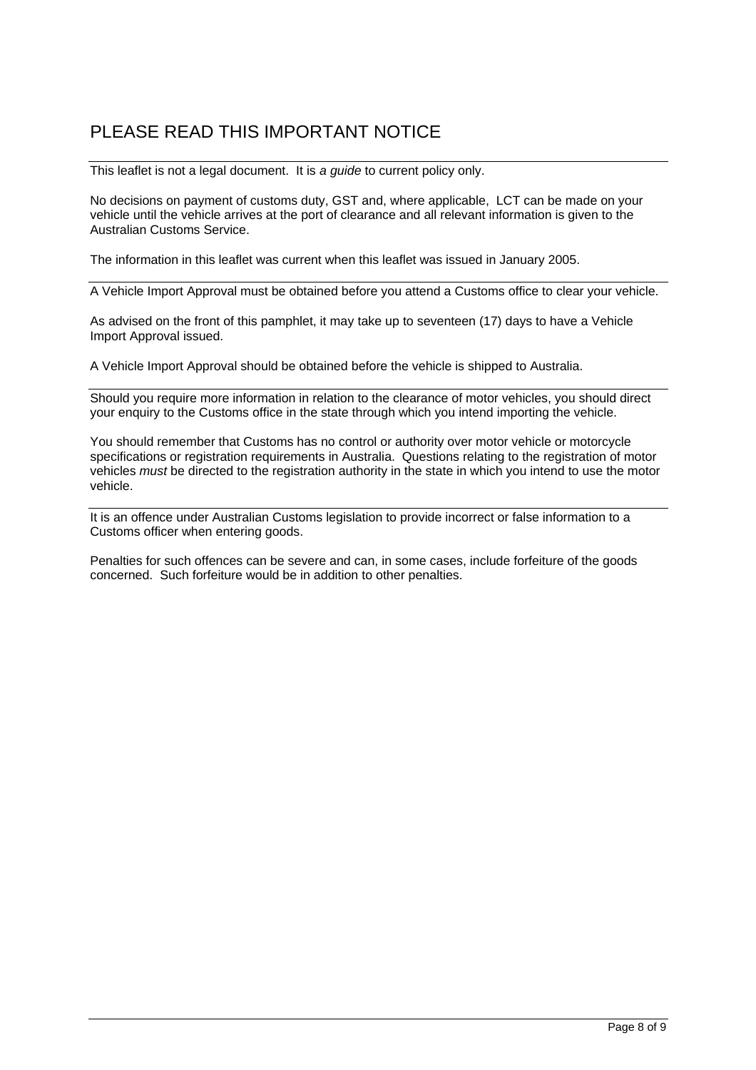# PLEASE READ THIS IMPORTANT NOTICE

This leaflet is not a legal document. It is *a guide* to current policy only.

No decisions on payment of customs duty, GST and, where applicable, LCT can be made on your vehicle until the vehicle arrives at the port of clearance and all relevant information is given to the Australian Customs Service.

The information in this leaflet was current when this leaflet was issued in January 2005.

---

A Vehicle Import Approval must be obtained before you attend a Customs office to clear your vehicle.

As advised on the front of this pamphlet, it may take up to seventeen (17) days to have a Vehicle Import Approval issued.

A Vehicle Import Approval should be obtained before the vehicle is shipped to Australia.

---

Should you require more information in relation to the clearance of motor vehicles, you should direct your enquiry to the Customs office in the state through which you intend importing the vehicle.

You should remember that Customs has no control or authority over motor vehicle or motorcycle specifications or registration requirements in Australia. Questions relating to the registration of motor vehicles *must* be directed to the registration authority in the state in which you intend to use the motor vehicle.

---

It is an offence under Australian Customs legislation to provide incorrect or false information to a Customs officer when entering goods.

Penalties for such offences can be severe and can, in some cases, include forfeiture of the goods concerned. Such forfeiture would be in addition to other penalties.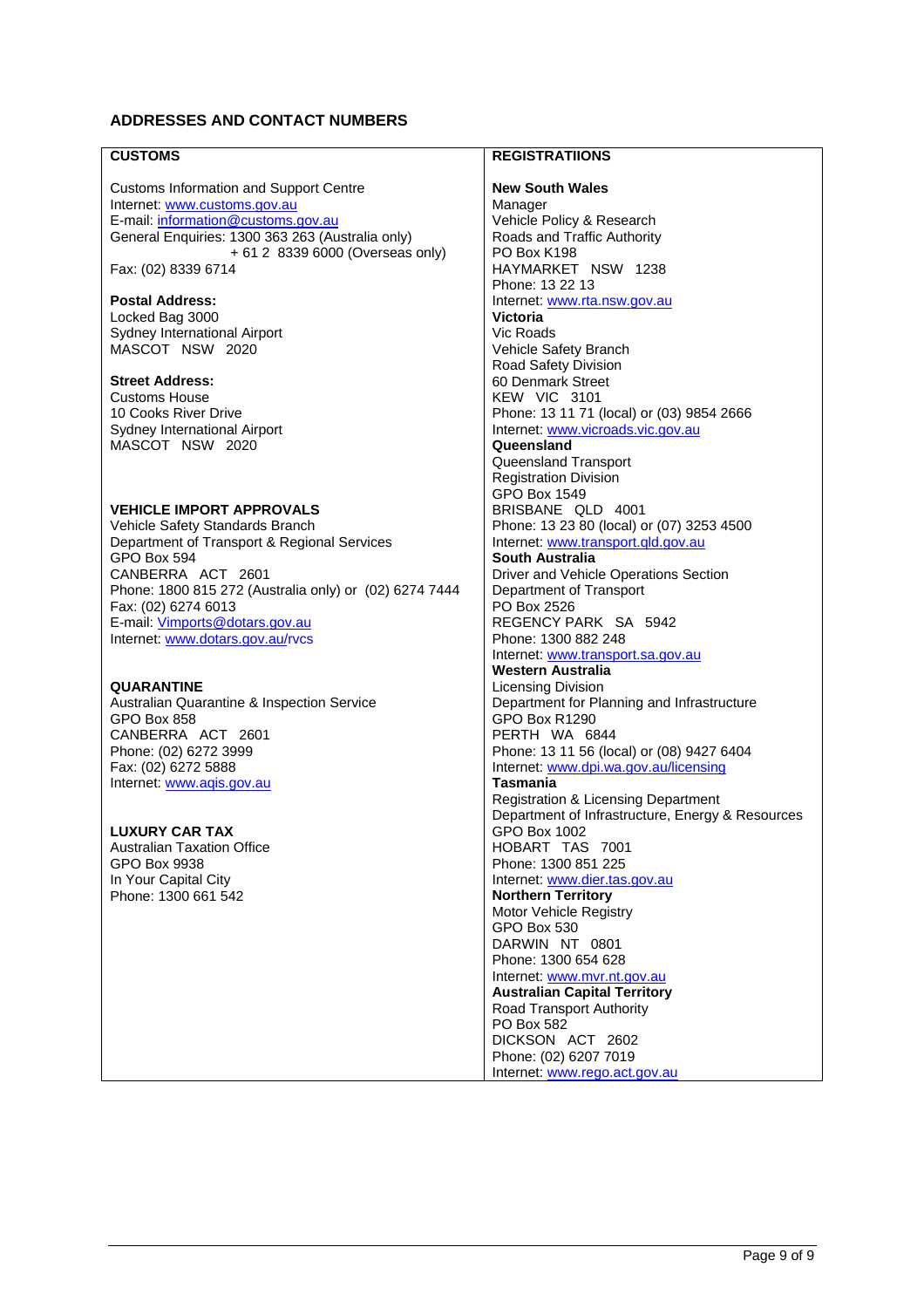## ADDRESSES AND CONTACT NUMBERS

### CUSTOMS

Customs Information and Support Centre
Internet: www.customs.gov.au
E-mail: information@customs.gov.au
General Enquiries: 1300 363 263 (Australia only)
+ 61 2 8339 6000 (Overseas only)
Fax: (02) 8339 6714

**Postal Address:**
Locked Bag 3000
Sydney International Airport
MASCOT NSW 2020

**Street Address:**
Customs House
10 Cooks River Drive
Sydney International Airport
MASCOT NSW 2020

### VEHICLE IMPORT APPROVALS

Vehicle Safety Standards Branch
Department of Transport & Regional Services
GPO Box 594
CANBERRA ACT 2601
Phone: 1800 815 272 (Australia only) or (02) 6274 7444
Fax: (02) 6274 6013
E-mail: Vimports@dotars.gov.au
Internet: www.dotars.gov.au/rvcs

### QUARANTINE

Australian Quarantine & Inspection Service
GPO Box 858
CANBERRA ACT 2601
Phone: (02) 6272 3999
Fax: (02) 6272 5888
Internet: www.aqis.gov.au

### LUXURY CAR TAX

Australian Taxation Office
GPO Box 9938
In Your Capital City
Phone: 1300 661 542

### REGISTRATIIONS

**New South Wales**
Manager
Vehicle Policy & Research
Roads and Traffic Authority
PO Box K198
HAYMARKET NSW 1238
Phone: 13 22 13
Internet: www.rta.nsw.gov.au

**Victoria**
Vic Roads
Vehicle Safety Branch
Road Safety Division
60 Denmark Street
KEW VIC 3101
Phone: 13 11 71 (local) or (03) 9854 2666
Internet: www.vicroads.vic.gov.au

**Queensland**
Queensland Transport
Registration Division
GPO Box 1549
BRISBANE QLD 4001
Phone: 13 23 80 (local) or (07) 3253 4500
Internet: www.transport.qld.gov.au

**South Australia**
Driver and Vehicle Operations Section
Department of Transport
PO Box 2526
REGENCY PARK SA 5942
Phone: 1300 882 248
Internet: www.transport.sa.gov.au

**Western Australia**
Licensing Division
Department for Planning and Infrastructure
GPO Box R1290
PERTH WA 6844
Phone: 13 11 56 (local) or (08) 9427 6404
Internet: www.dpi.wa.gov.au/licensing

**Tasmania**
Registration & Licensing Department
Department of Infrastructure, Energy & Resources
GPO Box 1002
HOBART TAS 7001
Phone: 1300 851 225
Internet: www.dier.tas.gov.au

**Northern Territory**
Motor Vehicle Registry
GPO Box 530
DARWIN NT 0801
Phone: 1300 654 628
Internet: www.mvr.nt.gov.au

**Australian Capital Territory**
Road Transport Authority
PO Box 582
DICKSON ACT 2602
Phone: (02) 6207 7019
Internet: www.rego.act.gov.au